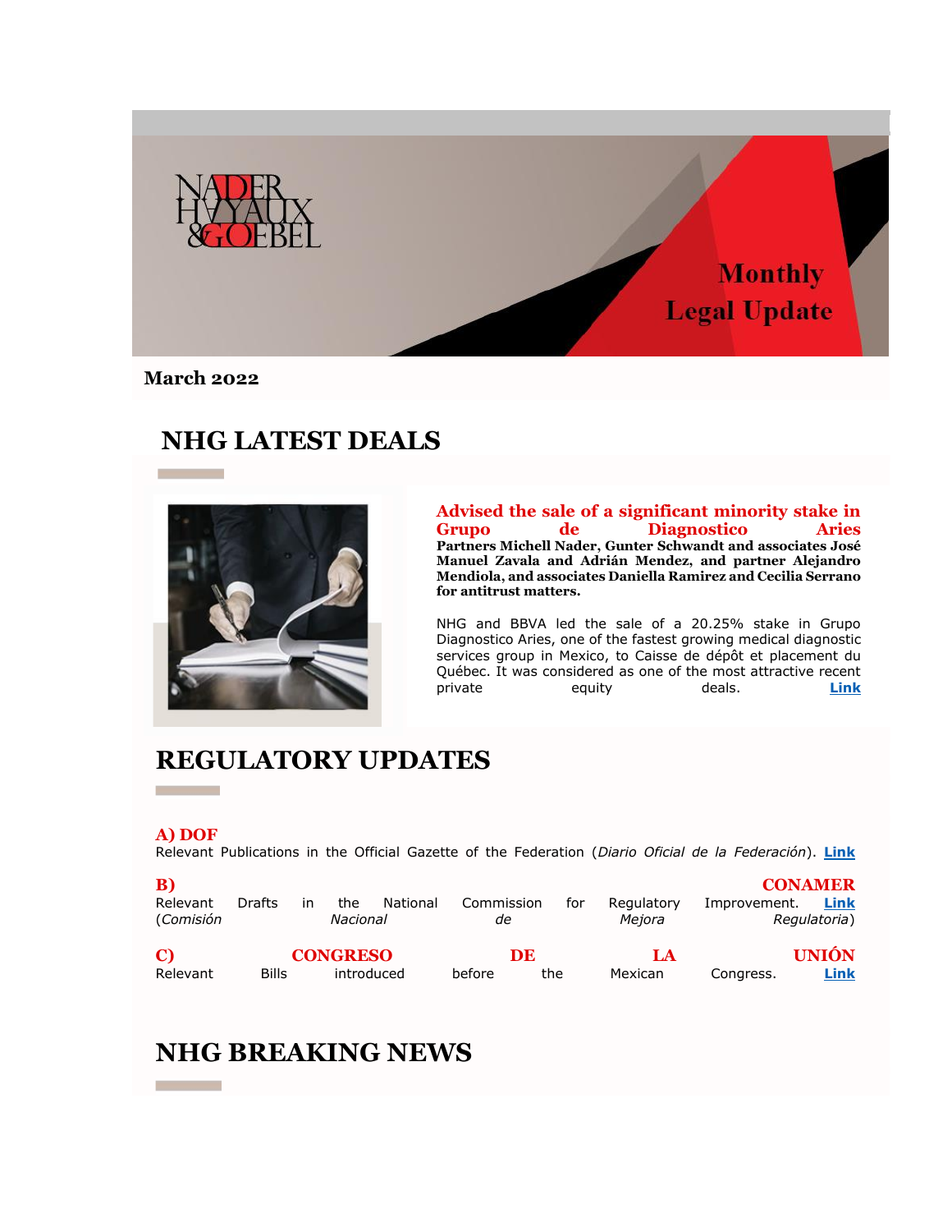NADER HAYAUX & GOEBEL

Monthly Legal Update

**March 2022**

# NHG LATEST DEALS

## Advised the sale of a significant minority stake in Grupo de Diagnostico Aries

**Partners Michell Nader, Gunter Schwandt and associates José Manuel Zavala and Adrián Mendez, and partner Alejandro Mendiola, and associates Daniella Ramirez and Cecilia Serrano for antitrust matters.**

NHG and BBVA led the sale of a 20.25% stake in Grupo Diagnostico Aries, one of the fastest growing medical diagnostic services group in Mexico, to Caisse de dépôt et placement du Québec. It was considered as one of the most attractive recent private equity deals. **Link**

# REGULATORY UPDATES

### A) DOF

Relevant Publications in the Official Gazette of the Federation (*Diario Oficial de la Federación*). **Link**

### B) CONAMER

Relevant Drafts in the National Commission for Regulatory Improvement (*Comisión Nacional de Mejora Regulatoria*) **Link**

### C) CONGRESO DE LA UNIÓN

Relevant Bills introduced before the Mexican Congress. **Link**

# NHG BREAKING NEWS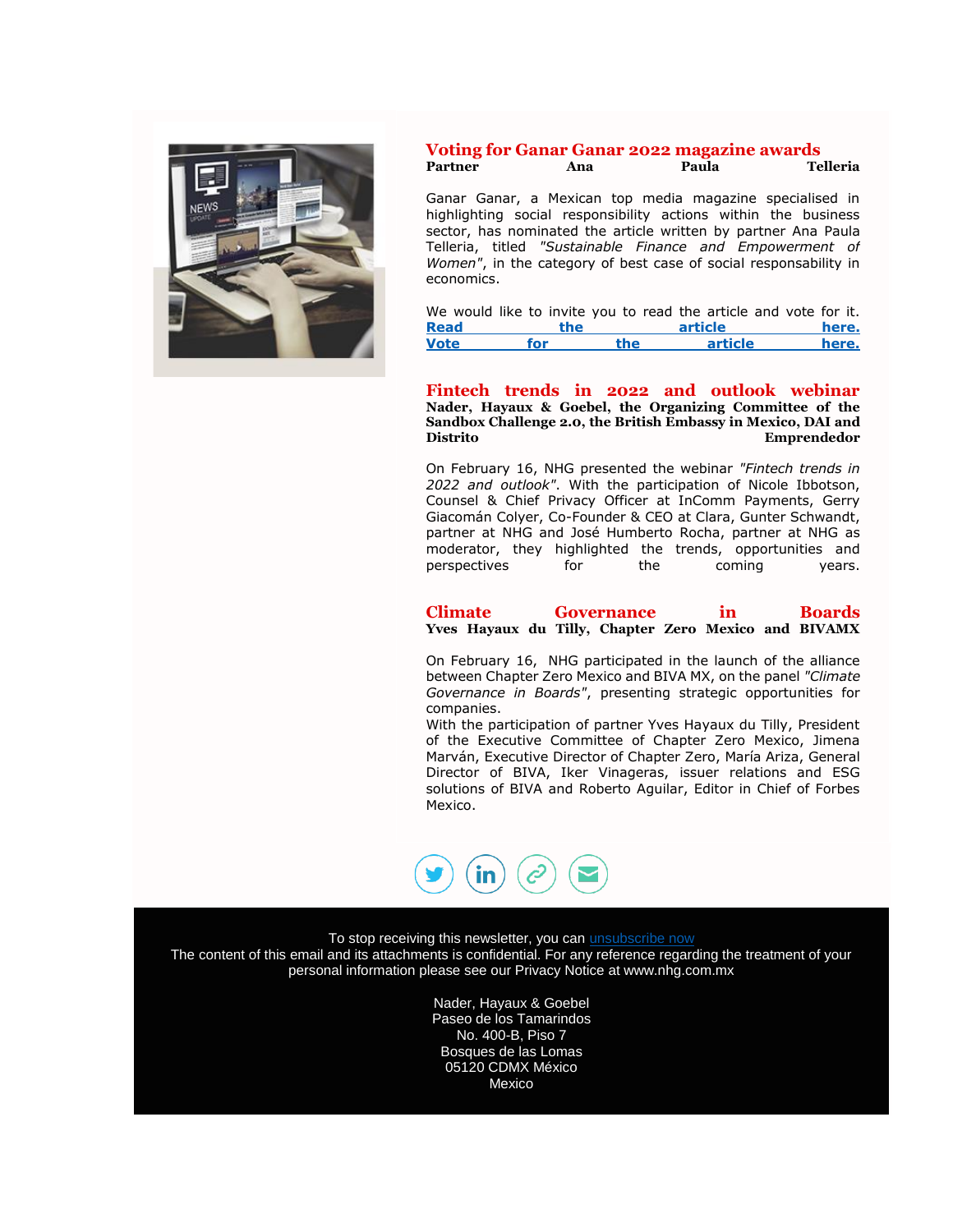## Voting for Ganar Ganar 2022 magazine awards

**Partner Ana Paula Telleria**

Ganar Ganar, a Mexican top media magazine specialised in highlighting social responsibility actions within the business sector, has nominated the article written by partner Ana Paula Telleria, titled *"Sustainable Finance and Empowerment of Women"*, in the category of best case of social responsability in economics.

We would like to invite you to read the article and vote for it.
**Read the article here.**
**Vote for the article here.**

## Fintech trends in 2022 and outlook webinar

**Nader, Hayaux & Goebel, the Organizing Committee of the Sandbox Challenge 2.0, the British Embassy in Mexico, DAI and Distrito Emprendedor**

On February 16, NHG presented the webinar *"Fintech trends in 2022 and outlook"*. With the participation of Nicole Ibbotson, Counsel & Chief Privacy Officer at InComm Payments, Gerry Giacomán Colyer, Co-Founder & CEO at Clara, Gunter Schwandt, partner at NHG and José Humberto Rocha, partner at NHG as moderator, they highlighted the trends, opportunities and perspectives for the coming years.

## Climate Governance in Boards

**Yves Hayaux du Tilly, Chapter Zero Mexico and BIVAMX**

On February 16, NHG participated in the launch of the alliance between Chapter Zero Mexico and BIVA MX, on the panel *"Climate Governance in Boards"*, presenting strategic opportunities for companies.
With the participation of partner Yves Hayaux du Tilly, President of the Executive Committee of Chapter Zero Mexico, Jimena Marván, Executive Director of Chapter Zero, María Ariza, General Director of BIVA, Iker Vinageras, issuer relations and ESG solutions of BIVA and Roberto Aguilar, Editor in Chief of Forbes Mexico.

To stop receiving this newsletter, you can unsubscribe now
The content of this email and its attachments is confidential. For any reference regarding the treatment of your personal information please see our Privacy Notice at www.nhg.com.mx

Nader, Hayaux & Goebel
Paseo de los Tamarindos
No. 400-B, Piso 7
Bosques de las Lomas
05120 CDMX México
Mexico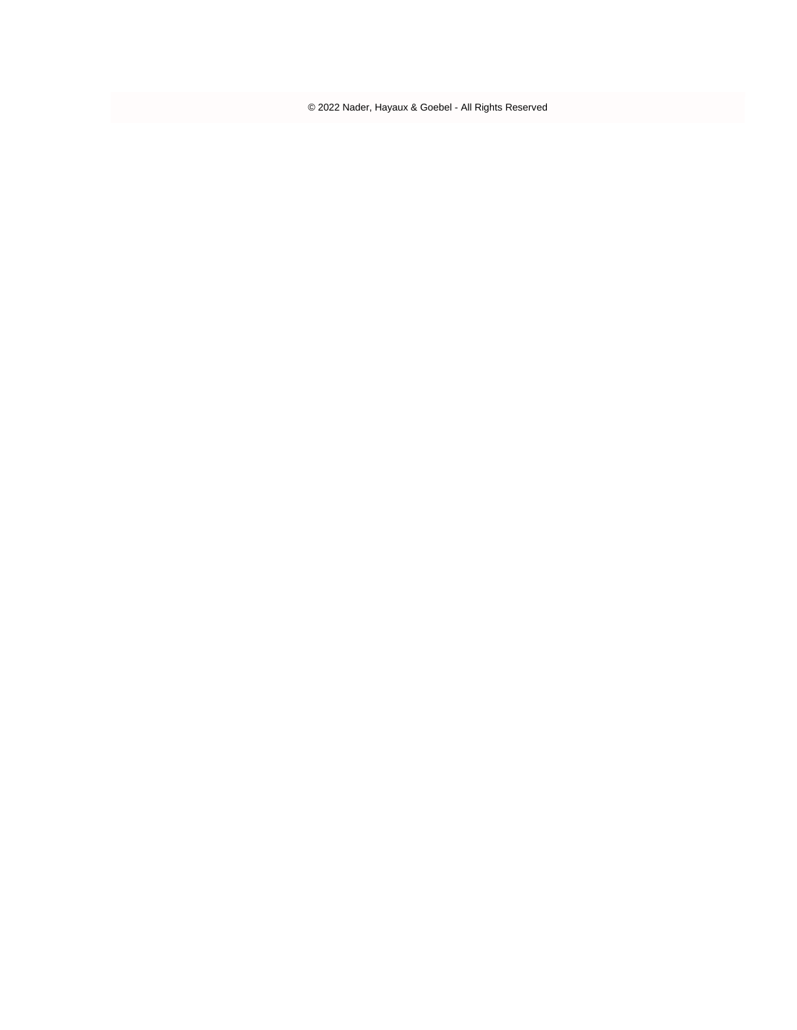© 2022 Nader, Hayaux & Goebel - All Rights Reserved